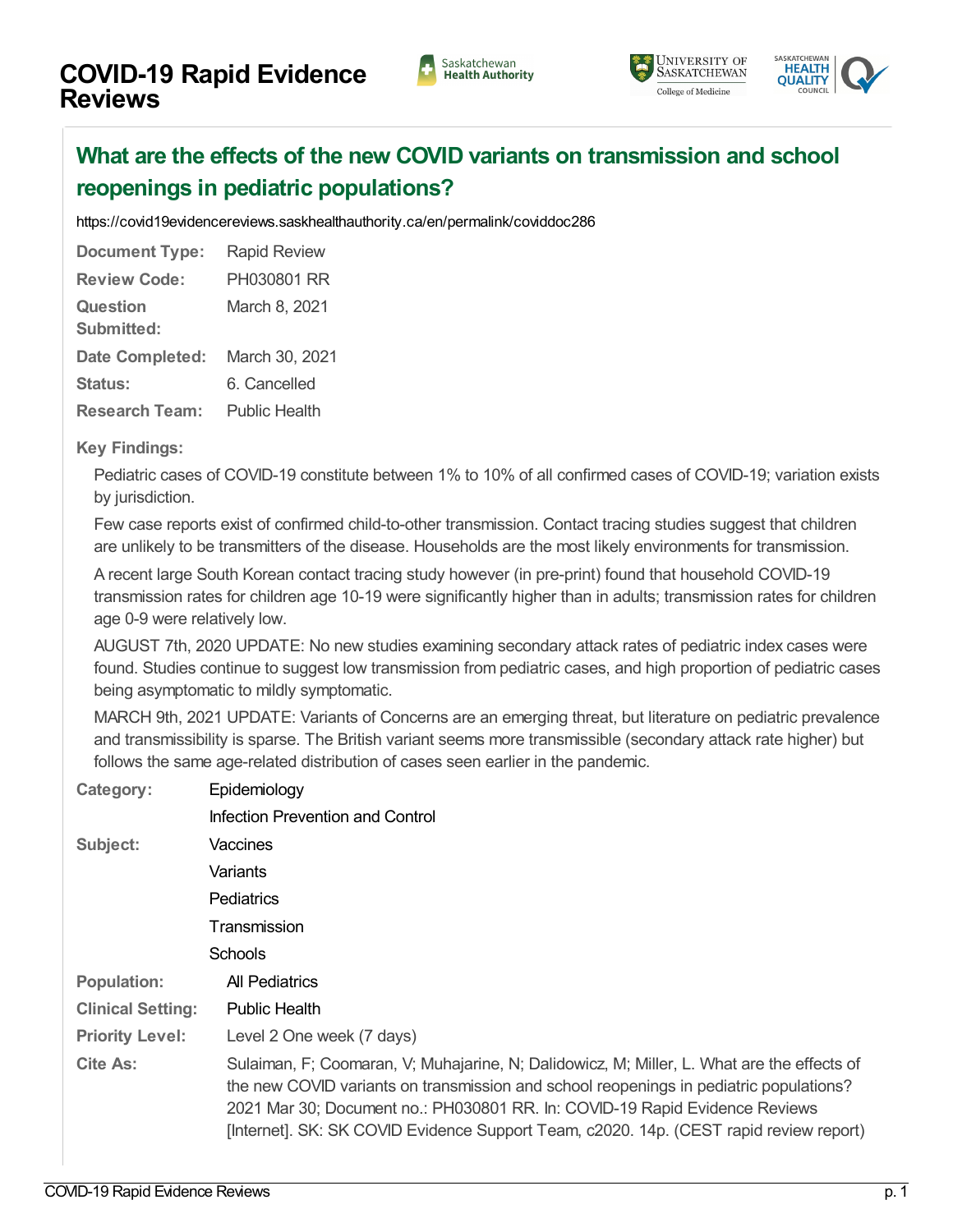# COVID-19 Rapid Evidence Reviews

## What are the effects of the new COVID variants on transmission and school reopenings in pediatric populations?

https://covid19evidencereviews.saskhealthauthority.ca/en/permalink/coviddoc286

| | |
|---|---|
| **Document Type:** | Rapid Review |
| **Review Code:** | PH030801 RR |
| **Question Submitted:** | March 8, 2021 |
| **Date Completed:** | March 30, 2021 |
| **Status:** | 6. Cancelled |
| **Research Team:** | Public Health |

**Key Findings:**

Pediatric cases of COVID-19 constitute between 1% to 10% of all confirmed cases of COVID-19; variation exists by jurisdiction.

Few case reports exist of confirmed child-to-other transmission. Contact tracing studies suggest that children are unlikely to be transmitters of the disease. Households are the most likely environments for transmission.

A recent large South Korean contact tracing study however (in pre-print) found that household COVID-19 transmission rates for children age 10-19 were significantly higher than in adults; transmission rates for children age 0-9 were relatively low.

AUGUST 7th, 2020 UPDATE: No new studies examining secondary attack rates of pediatric index cases were found. Studies continue to suggest low transmission from pediatric cases, and high proportion of pediatric cases being asymptomatic to mildly symptomatic.

MARCH 9th, 2021 UPDATE: Variants of Concerns are an emerging threat, but literature on pediatric prevalence and transmissibility is sparse. The British variant seems more transmissible (secondary attack rate higher) but follows the same age-related distribution of cases seen earlier in the pandemic.

| | |
|---|---|
| **Category:** | Epidemiology |
| | Infection Prevention and Control |
| **Subject:** | Vaccines |
| | Variants |
| | Pediatrics |
| | Transmission |
| | Schools |
| **Population:** | All Pediatrics |
| **Clinical Setting:** | Public Health |
| **Priority Level:** | Level 2 One week (7 days) |
| **Cite As:** | Sulaiman, F; Coomaran, V; Muhajarine, N; Dalidowicz, M; Miller, L. What are the effects of the new COVID variants on transmission and school reopenings in pediatric populations? 2021 Mar 30; Document no.: PH030801 RR. In: COVID-19 Rapid Evidence Reviews [Internet]. SK: SK COVID Evidence Support Team, c2020. 14p. (CEST rapid review report) |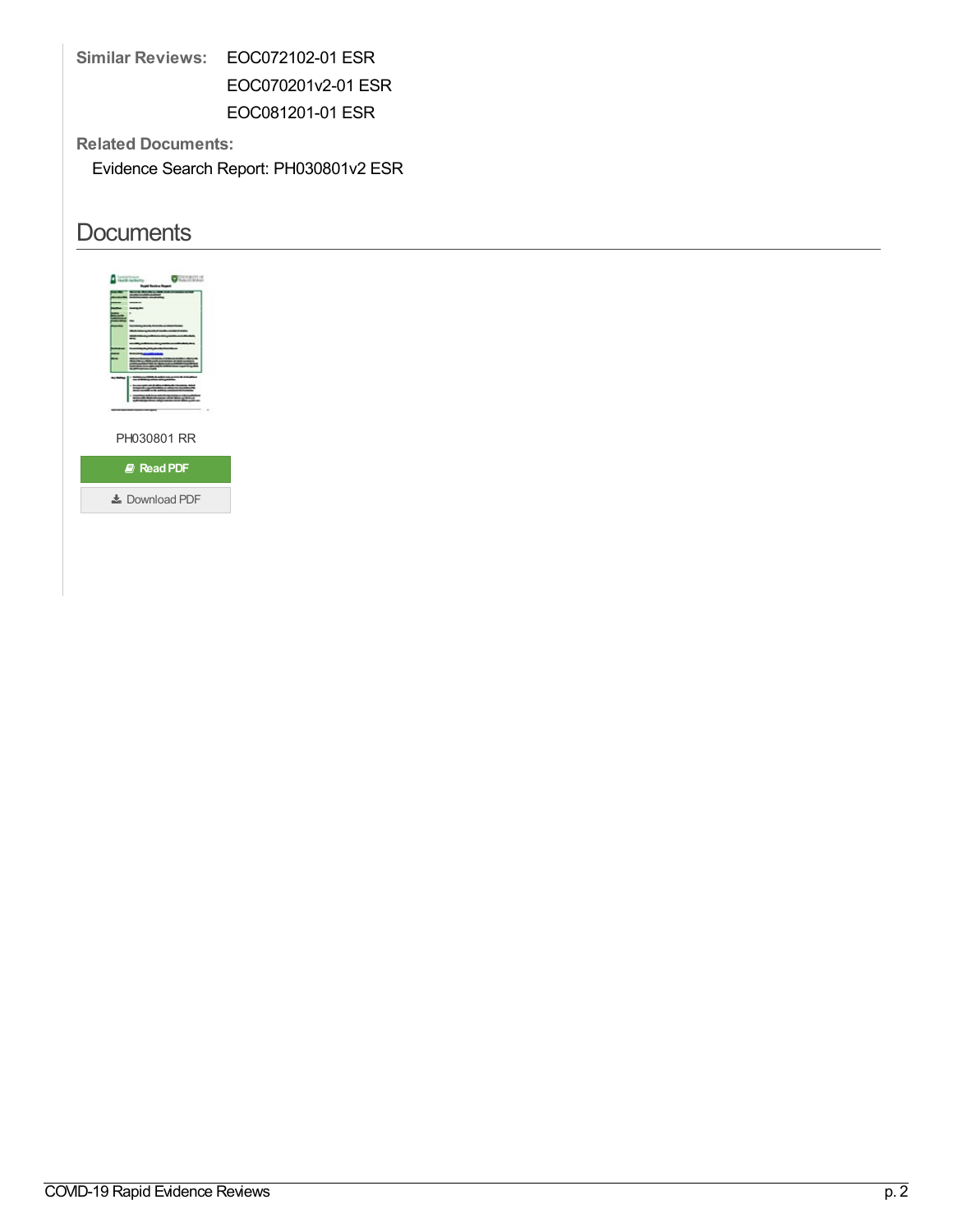**Similar Reviews:** EOC072102-01 ESR
EOC070201v2-01 ESR
EOC081201-01 ESR

**Related Documents:**

Evidence Search Report: PH030801v2 ESR

## Documents

PH030801 RR

Read PDF

Download PDF